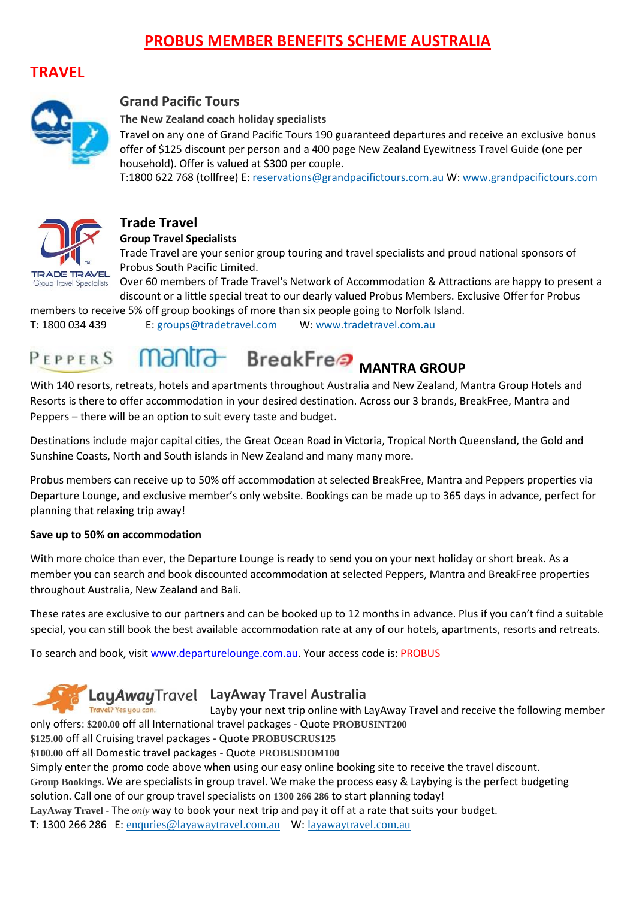# PROBUS MEMBER BENEFITS SCHEME AUSTRALIA

## TRAVEL

### Grand Pacific Tours

**The New Zealand coach holiday specialists**

Travel on any one of Grand Pacific Tours 190 guaranteed departures and receive an exclusive bonus offer of $125 discount per person and a 400 page New Zealand Eyewitness Travel Guide (one per household). Offer is valued at $300 per couple.

T:1800 622 768 (tollfree) E: reservations@grandpacifictours.com.au W: www.grandpacifictours.com

### Trade Travel

**Group Travel Specialists**

Trade Travel are your senior group touring and travel specialists and proud national sponsors of Probus South Pacific Limited.

Over 60 members of Trade Travel's Network of Accommodation & Attractions are happy to present a discount or a little special treat to our dearly valued Probus Members. Exclusive Offer for Probus members to receive 5% off group bookings of more than six people going to Norfolk Island.

T: 1800 034 439 E: groups@tradetravel.com W: www.tradetravel.com.au

### MANTRA GROUP

With 140 resorts, retreats, hotels and apartments throughout Australia and New Zealand, Mantra Group Hotels and Resorts is there to offer accommodation in your desired destination. Across our 3 brands, BreakFree, Mantra and Peppers – there will be an option to suit every taste and budget.

Destinations include major capital cities, the Great Ocean Road in Victoria, Tropical North Queensland, the Gold and Sunshine Coasts, North and South islands in New Zealand and many many more.

Probus members can receive up to 50% off accommodation at selected BreakFree, Mantra and Peppers properties via Departure Lounge, and exclusive member's only website. Bookings can be made up to 365 days in advance, perfect for planning that relaxing trip away!

**Save up to 50% on accommodation**

With more choice than ever, the Departure Lounge is ready to send you on your next holiday or short break. As a member you can search and book discounted accommodation at selected Peppers, Mantra and BreakFree properties throughout Australia, New Zealand and Bali.

These rates are exclusive to our partners and can be booked up to 12 months in advance. Plus if you can't find a suitable special, you can still book the best available accommodation rate at any of our hotels, apartments, resorts and retreats.

To search and book, visit www.departurelounge.com.au. Your access code is: PROBUS

### LayAway Travel Australia

Layby your next trip online with LayAway Travel and receive the following member only offers: $200.00 off all International travel packages - Quote **PROBUSINT200**

$125.00 off all Cruising travel packages - Quote **PROBUSCRUS125**

$100.00 off all Domestic travel packages - Quote **PROBUSDOM100**

Simply enter the promo code above when using our easy online booking site to receive the travel discount.

**Group Bookings.** We are specialists in group travel. We make the process easy & Laybying is the perfect budgeting solution. Call one of our group travel specialists on 1300 266 286 to start planning today!

**LayAway Travel** - The *only* way to book your next trip and pay it off at a rate that suits your budget.

T: 1300 266 286 E: enquries@layawaytravel.com.au W: layawaytravel.com.au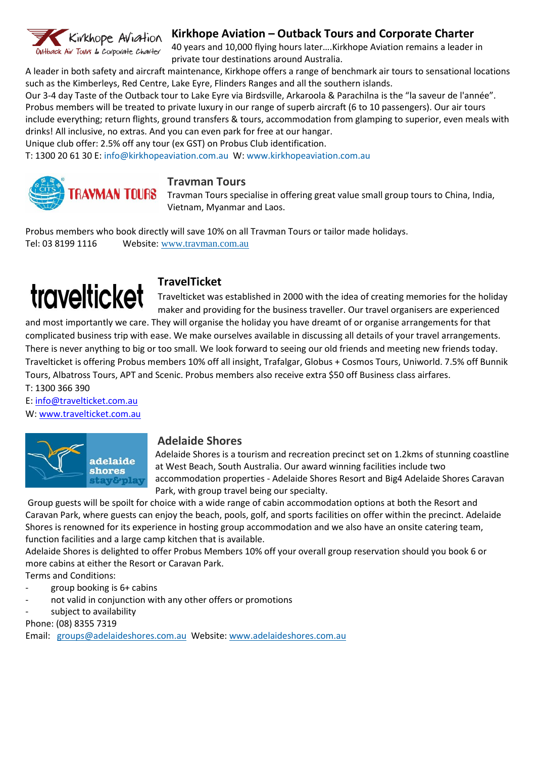## Kirkhope Aviation – Outback Tours and Corporate Charter

40 years and 10,000 flying hours later….Kirkhope Aviation remains a leader in private tour destinations around Australia.

A leader in both safety and aircraft maintenance, Kirkhope offers a range of benchmark air tours to sensational locations such as the Kimberleys, Red Centre, Lake Eyre, Flinders Ranges and all the southern islands.

Our 3-4 day Taste of the Outback tour to Lake Eyre via Birdsville, Arkaroola & Parachilna is the "la saveur de l'année". Probus members will be treated to private luxury in our range of superb aircraft (6 to 10 passengers). Our air tours include everything; return flights, ground transfers & tours, accommodation from glamping to superior, even meals with drinks! All inclusive, no extras. And you can even park for free at our hangar.

Unique club offer: 2.5% off any tour (ex GST) on Probus Club identification.

T: 1300 20 61 30 E: info@kirkhopeaviation.com.au W: www.kirkhopeaviation.com.au

## Travman Tours

Travman Tours specialise in offering great value small group tours to China, India, Vietnam, Myanmar and Laos.

Probus members who book directly will save 10% on all Travman Tours or tailor made holidays.

Tel: 03 8199 1116 Website: www.travman.com.au

## TravelTicket

Travelticket was established in 2000 with the idea of creating memories for the holiday maker and providing for the business traveller. Our travel organisers are experienced and most importantly we care. They will organise the holiday you have dreamt of or organise arrangements for that complicated business trip with ease. We make ourselves available in discussing all details of your travel arrangements. There is never anything to big or too small. We look forward to seeing our old friends and meeting new friends today. Travelticket is offering Probus members 10% off all insight, Trafalgar, Globus + Cosmos Tours, Uniworld. 7.5% off Bunnik Tours, Albatross Tours, APT and Scenic. Probus members also receive extra $50 off Business class airfares.

T: 1300 366 390

E: info@travelticket.com.au

W: www.travelticket.com.au

## Adelaide Shores

Adelaide Shores is a tourism and recreation precinct set on 1.2kms of stunning coastline at West Beach, South Australia. Our award winning facilities include two accommodation properties - Adelaide Shores Resort and Big4 Adelaide Shores Caravan Park, with group travel being our specialty.

Group guests will be spoilt for choice with a wide range of cabin accommodation options at both the Resort and Caravan Park, where guests can enjoy the beach, pools, golf, and sports facilities on offer within the precinct. Adelaide Shores is renowned for its experience in hosting group accommodation and we also have an onsite catering team, function facilities and a large camp kitchen that is available.

Adelaide Shores is delighted to offer Probus Members 10% off your overall group reservation should you book 6 or more cabins at either the Resort or Caravan Park.

Terms and Conditions:

- group booking is 6+ cabins
- not valid in conjunction with any other offers or promotions
- subject to availability

Phone: (08) 8355 7319

Email: groups@adelaideshores.com.au Website: www.adelaideshores.com.au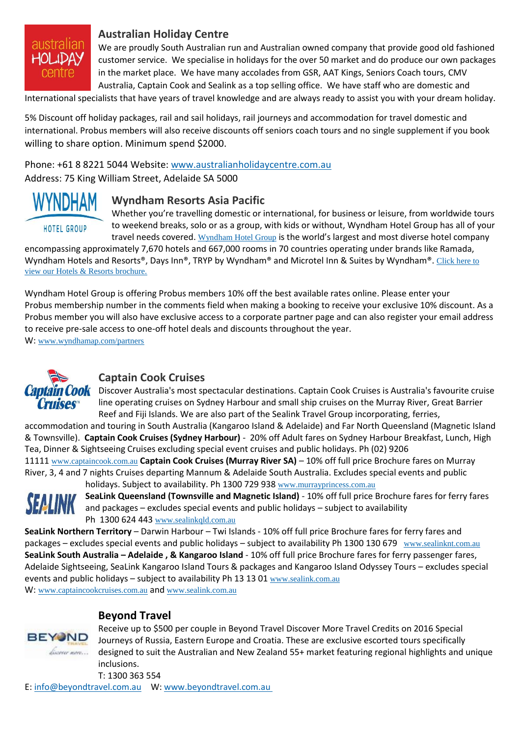## Australian Holiday Centre

We are proudly South Australian run and Australian owned company that provide good old fashioned customer service. We specialise in holidays for the over 50 market and do produce our own packages in the market place. We have many accolades from GSR, AAT Kings, Seniors Coach tours, CMV Australia, Captain Cook and Sealink as a top selling office. We have staff who are domestic and International specialists that have years of travel knowledge and are always ready to assist you with your dream holiday.

5% Discount off holiday packages, rail and sail holidays, rail journeys and accommodation for travel domestic and international. Probus members will also receive discounts off seniors coach tours and no single supplement if you book willing to share option. Minimum spend $2000.

Phone: +61 8 8221 5044 Website: www.australianholidaycentre.com.au
Address: 75 King William Street, Adelaide SA 5000

## Wyndham Resorts Asia Pacific

Whether you're travelling domestic or international, for business or leisure, from worldwide tours to weekend breaks, solo or as a group, with kids or without, Wyndham Hotel Group has all of your travel needs covered. Wyndham Hotel Group is the world's largest and most diverse hotel company encompassing approximately 7,670 hotels and 667,000 rooms in 70 countries operating under brands like Ramada, Wyndham Hotels and Resorts®, Days Inn®, TRYP by Wyndham® and Microtel Inn & Suites by Wyndham®. Click here to view our Hotels & Resorts brochure.

Wyndham Hotel Group is offering Probus members 10% off the best available rates online. Please enter your Probus membership number in the comments field when making a booking to receive your exclusive 10% discount. As a Probus member you will also have exclusive access to a corporate partner page and can also register your email address to receive pre-sale access to one-off hotel deals and discounts throughout the year.
W: www.wyndhamap.com/partners

## Captain Cook Cruises

Discover Australia's most spectacular destinations. Captain Cook Cruises is Australia's favourite cruise line operating cruises on Sydney Harbour and small ship cruises on the Murray River, Great Barrier Reef and Fiji Islands. We are also part of the Sealink Travel Group incorporating, ferries, accommodation and touring in South Australia (Kangaroo Island & Adelaide) and Far North Queensland (Magnetic Island & Townsville). **Captain Cook Cruises (Sydney Harbour)** - 20% off Adult fares on Sydney Harbour Breakfast, Lunch, High Tea, Dinner & Sightseeing Cruises excluding special event cruises and public holidays. Ph (02) 9206 11111 www.captaincook.com.au **Captain Cook Cruises (Murray River SA)** – 10% off full price Brochure fares on Murray River, 3, 4 and 7 nights Cruises departing Mannum & Adelaide South Australia. Excludes special events and public holidays. Subject to availability. Ph 1300 729 938 www.murrayprincess.com.au

**SeaLink Queensland (Townsville and Magnetic Island)** - 10% off full price Brochure fares for ferry fares and packages – excludes special events and public holidays – subject to availability
Ph 1300 624 443 www.sealinkqld.com.au

**SeaLink Northern Territory** – Darwin Harbour – Twi Islands - 10% off full price Brochure fares for ferry fares and packages – excludes special events and public holidays – subject to availability Ph 1300 130 679 www.sealinknt.com.au

**SeaLink South Australia – Adelaide , & Kangaroo Island** - 10% off full price Brochure fares for ferry passenger fares, Adelaide Sightseeing, SeaLink Kangaroo Island Tours & packages and Kangaroo Island Odyssey Tours – excludes special events and public holidays – subject to availability Ph 13 13 01 www.sealink.com.au

W: www.captaincookcruises.com.au and www.sealink.com.au

## Beyond Travel

Receive up to $500 per couple in Beyond Travel Discover More Travel Credits on 2016 Special Journeys of Russia, Eastern Europe and Croatia. These are exclusive escorted tours specifically designed to suit the Australian and New Zealand 55+ market featuring regional highlights and unique inclusions.

T: 1300 363 554
E: info@beyondtravel.com.au W: www.beyondtravel.com.au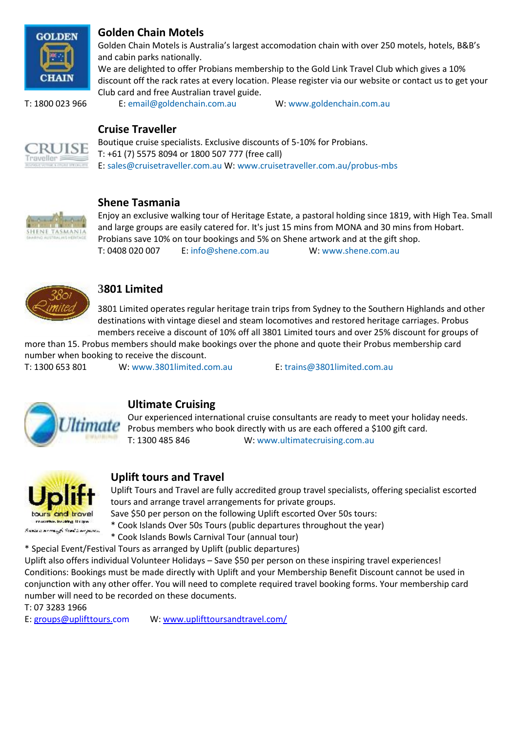## Golden Chain Motels

Golden Chain Motels is Australia's largest accomodation chain with over 250 motels, hotels, B&B's and cabin parks nationally.

We are delighted to offer Probians membership to the Gold Link Travel Club which gives a 10% discount off the rack rates at every location. Please register via our website or contact us to get your Club card and free Australian travel guide.

T: 1800 023 966 E: email@goldenchain.com.au W: www.goldenchain.com.au

## Cruise Traveller

Boutique cruise specialists. Exclusive discounts of 5-10% for Probians.

T: +61 (7) 5575 8094 or 1800 507 777 (free call)

E: sales@cruisetraveller.com.au W: www.cruisetraveller.com.au/probus-mbs

## Shene Tasmania

Enjoy an exclusive walking tour of Heritage Estate, a pastoral holding since 1819, with High Tea. Small and large groups are easily catered for. It's just 15 mins from MONA and 30 mins from Hobart. Probians save 10% on tour bookings and 5% on Shene artwork and at the gift shop.

T: 0408 020 007 E: info@shene.com.au W: www.shene.com.au

## 3801 Limited

3801 Limited operates regular heritage train trips from Sydney to the Southern Highlands and other destinations with vintage diesel and steam locomotives and restored heritage carriages. Probus members receive a discount of 10% off all 3801 Limited tours and over 25% discount for groups of more than 15. Probus members should make bookings over the phone and quote their Probus membership card number when booking to receive the discount.

T: 1300 653 801 W: www.3801limited.com.au E: trains@3801limited.com.au

## Ultimate Cruising

Our experienced international cruise consultants are ready to meet your holiday needs. Probus members who book directly with us are each offered a $100 gift card.

T: 1300 485 846 W: www.ultimatecruising.com.au

## Uplift tours and Travel

Uplift Tours and Travel are fully accredited group travel specialists, offering specialist escorted tours and arrange travel arrangements for private groups.

Save $50 per person on the following Uplift escorted Over 50s tours:

* Cook Islands Over 50s Tours (public departures throughout the year)
* Cook Islands Bowls Carnival Tour (annual tour)
* Special Event/Festival Tours as arranged by Uplift (public departures)

Uplift also offers individual Volunteer Holidays – Save $50 per person on these inspiring travel experiences!

Conditions: Bookings must be made directly with Uplift and your Membership Benefit Discount cannot be used in conjunction with any other offer. You will need to complete required travel booking forms. Your membership card number will need to be recorded on these documents.

T: 07 3283 1966

E: groups@uplifttours.com W: www.uplifttoursandtravel.com/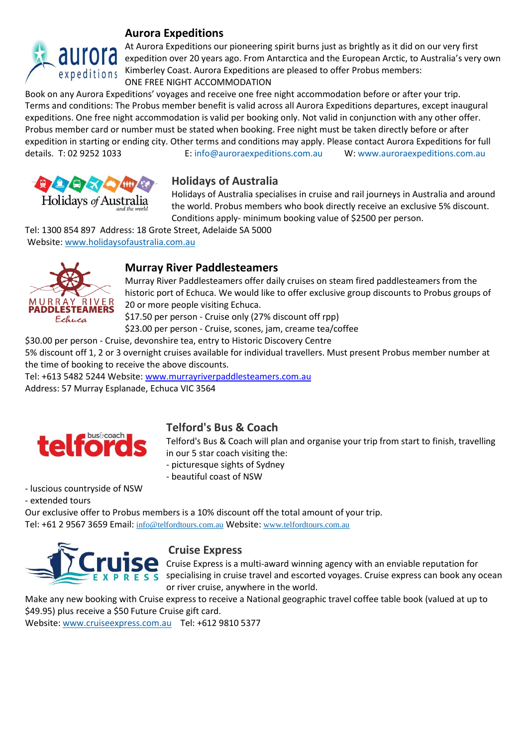## Aurora Expeditions

At Aurora Expeditions our pioneering spirit burns just as brightly as it did on our very first expedition over 20 years ago. From Antarctica and the European Arctic, to Australia's very own Kimberley Coast. Aurora Expeditions are pleased to offer Probus members:

ONE FREE NIGHT ACCOMMODATION

Book on any Aurora Expeditions' voyages and receive one free night accommodation before or after your trip.
Terms and conditions: The Probus member benefit is valid across all Aurora Expeditions departures, except inaugural expeditions. One free night accommodation is valid per booking only. Not valid in conjunction with any other offer. Probus member card or number must be stated when booking. Free night must be taken directly before or after expedition in starting or ending city. Other terms and conditions may apply. Please contact Aurora Expeditions for full details. T: 02 9252 1033 E: info@auroraexpeditions.com.au W: www.auroraexpeditions.com.au

## Holidays of Australia

Holidays of Australia specialises in cruise and rail journeys in Australia and around the world. Probus members who book directly receive an exclusive 5% discount. Conditions apply- minimum booking value of $2500 per person.

Tel: 1300 854 897 Address: 18 Grote Street, Adelaide SA 5000
Website: www.holidaysofaustralia.com.au

## Murray River Paddlesteamers

Murray River Paddlesteamers offer daily cruises on steam fired paddlesteamers from the historic port of Echuca. We would like to offer exclusive group discounts to Probus groups of 20 or more people visiting Echuca.

$17.50 per person - Cruise only (27% discount off rpp)
$23.00 per person - Cruise, scones, jam, creame tea/coffee
$30.00 per person - Cruise, devonshire tea, entry to Historic Discovery Centre

5% discount off 1, 2 or 3 overnight cruises available for individual travellers. Must present Probus member number at the time of booking to receive the above discounts.

Tel: +613 5482 5244 Website: www.murrayriverpaddlesteamers.com.au
Address: 57 Murray Esplanade, Echuca VIC 3564

## Telford's Bus & Coach

Telford's Bus & Coach will plan and organise your trip from start to finish, travelling in our 5 star coach visiting the:

- picturesque sights of Sydney
- beautiful coast of NSW
- luscious countryside of NSW
- extended tours

Our exclusive offer to Probus members is a 10% discount off the total amount of your trip.
Tel: +61 2 9567 3659 Email: info@telfordtours.com.au Website: www.telfordtours.com.au

## Cruise Express

Cruise Express is a multi-award winning agency with an enviable reputation for specialising in cruise travel and escorted voyages. Cruise express can book any ocean or river cruise, anywhere in the world.

Make any new booking with Cruise express to receive a National geographic travel coffee table book (valued at up to $49.95) plus receive a $50 Future Cruise gift card.

Website: www.cruiseexpress.com.au Tel: +612 9810 5377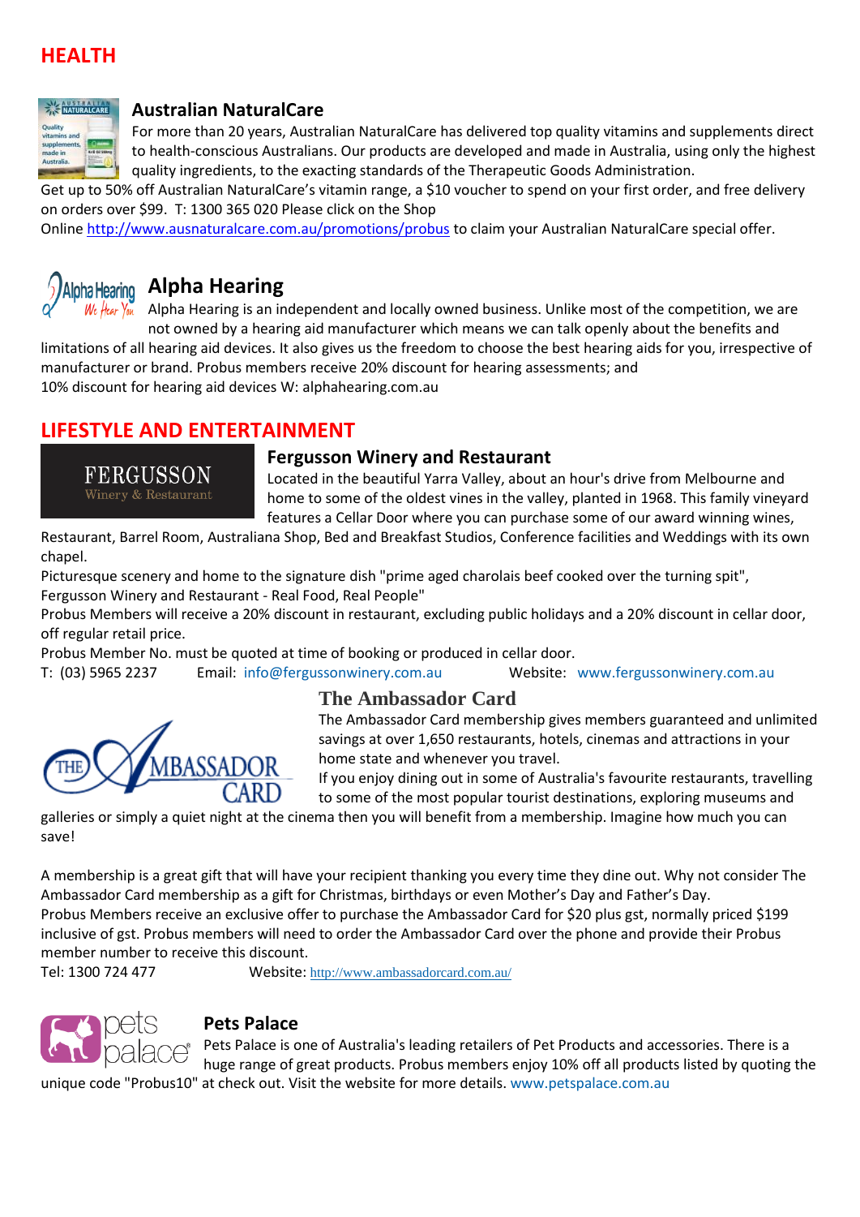## HEALTH

### Australian NaturalCare

For more than 20 years, Australian NaturalCare has delivered top quality vitamins and supplements direct to health-conscious Australians. Our products are developed and made in Australia, using only the highest quality ingredients, to the exacting standards of the Therapeutic Goods Administration.

Get up to 50% off Australian NaturalCare's vitamin range, a $10 voucher to spend on your first order, and free delivery on orders over $99. T: 1300 365 020 Please click on the Shop

Online http://www.ausnaturalcare.com.au/promotions/probus to claim your Australian NaturalCare special offer.

### Alpha Hearing

Alpha Hearing is an independent and locally owned business. Unlike most of the competition, we are not owned by a hearing aid manufacturer which means we can talk openly about the benefits and limitations of all hearing aid devices. It also gives us the freedom to choose the best hearing aids for you, irrespective of manufacturer or brand. Probus members receive 20% discount for hearing assessments; and

10% discount for hearing aid devices W: alphahearing.com.au

## LIFESTYLE AND ENTERTAINMENT

### Fergusson Winery and Restaurant

Located in the beautiful Yarra Valley, about an hour's drive from Melbourne and home to some of the oldest vines in the valley, planted in 1968. This family vineyard features a Cellar Door where you can purchase some of our award winning wines, Restaurant, Barrel Room, Australiana Shop, Bed and Breakfast Studios, Conference facilities and Weddings with its own chapel.

Picturesque scenery and home to the signature dish "prime aged charolais beef cooked over the turning spit", Fergusson Winery and Restaurant - Real Food, Real People"

Probus Members will receive a 20% discount in restaurant, excluding public holidays and a 20% discount in cellar door, off regular retail price.

Probus Member No. must be quoted at time of booking or produced in cellar door.

T: (03) 5965 2237 Email: info@fergussonwinery.com.au Website: www.fergussonwinery.com.au

### The Ambassador Card

The Ambassador Card membership gives members guaranteed and unlimited savings at over 1,650 restaurants, hotels, cinemas and attractions in your home state and whenever you travel.

If you enjoy dining out in some of Australia's favourite restaurants, travelling to some of the most popular tourist destinations, exploring museums and galleries or simply a quiet night at the cinema then you will benefit from a membership. Imagine how much you can save!

A membership is a great gift that will have your recipient thanking you every time they dine out. Why not consider The Ambassador Card membership as a gift for Christmas, birthdays or even Mother's Day and Father's Day.

Probus Members receive an exclusive offer to purchase the Ambassador Card for $20 plus gst, normally priced $199 inclusive of gst. Probus members will need to order the Ambassador Card over the phone and provide their Probus member number to receive this discount.

Tel: 1300 724 477 Website: http://www.ambassadorcard.com.au/

### Pets Palace

Pets Palace is one of Australia's leading retailers of Pet Products and accessories. There is a huge range of great products. Probus members enjoy 10% off all products listed by quoting the unique code "Probus10" at check out. Visit the website for more details. www.petspalace.com.au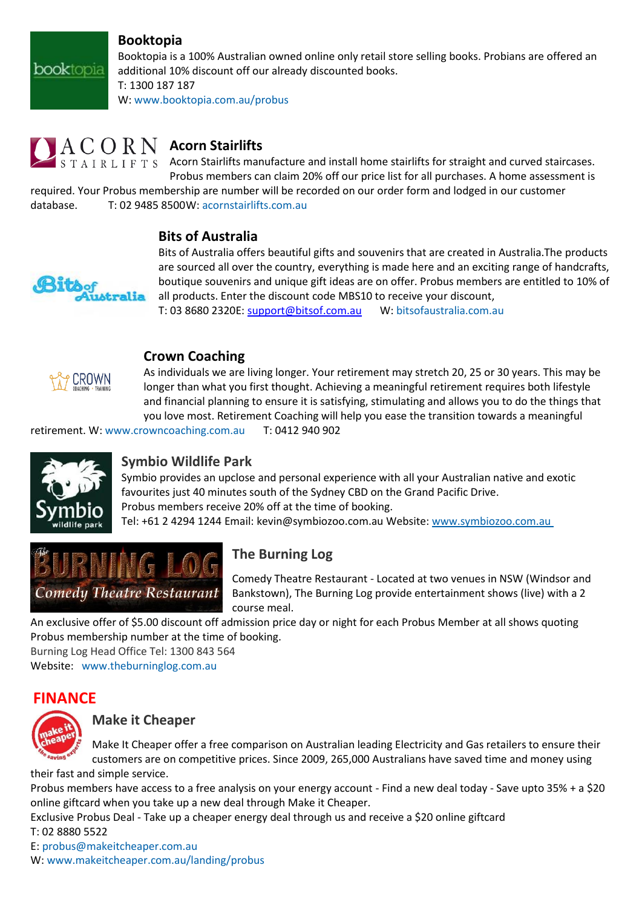### Booktopia

Booktopia is a 100% Australian owned online only retail store selling books. Probians are offered an additional 10% discount off our already discounted books.
T: 1300 187 187
W: www.booktopia.com.au/probus

### Acorn Stairlifts

Acorn Stairlifts manufacture and install home stairlifts for straight and curved staircases. Probus members can claim 20% off our price list for all purchases. A home assessment is required. Your Probus membership are number will be recorded on our order form and lodged in our customer database. T: 02 9485 8500W: acornstairlifts.com.au

### Bits of Australia

Bits of Australia offers beautiful gifts and souvenirs that are created in Australia.The products are sourced all over the country, everything is made here and an exciting range of handcrafts, boutique souvenirs and unique gift ideas are on offer. Probus members are entitled to 10% of all products. Enter the discount code MBS10 to receive your discount,
T: 03 8680 2320E: support@bitsof.com.au W: bitsofaustralia.com.au

### Crown Coaching

As individuals we are living longer. Your retirement may stretch 20, 25 or 30 years. This may be longer than what you first thought. Achieving a meaningful retirement requires both lifestyle and financial planning to ensure it is satisfying, stimulating and allows you to do the things that you love most. Retirement Coaching will help you ease the transition towards a meaningful retirement. W: www.crowncoaching.com.au T: 0412 940 902

### Symbio Wildlife Park

Symbio provides an upclose and personal experience with all your Australian native and exotic favourites just 40 minutes south of the Sydney CBD on the Grand Pacific Drive.
Probus members receive 20% off at the time of booking.
Tel: +61 2 4294 1244 Email: kevin@symbiozoo.com.au Website: www.symbiozoo.com.au

### The Burning Log

Comedy Theatre Restaurant - Located at two venues in NSW (Windsor and Bankstown), The Burning Log provide entertainment shows (live) with a 2 course meal.
An exclusive offer of $5.00 discount off admission price day or night for each Probus Member at all shows quoting Probus membership number at the time of booking.
Burning Log Head Office Tel: 1300 843 564
Website: www.theburninglog.com.au

## FINANCE

### Make it Cheaper

Make It Cheaper offer a free comparison on Australian leading Electricity and Gas retailers to ensure their customers are on competitive prices. Since 2009, 265,000 Australians have saved time and money using their fast and simple service.
Probus members have access to a free analysis on your energy account - Find a new deal today - Save upto 35% + a $20 online giftcard when you take up a new deal through Make it Cheaper.
Exclusive Probus Deal - Take up a cheaper energy deal through us and receive a $20 online giftcard
T: 02 8880 5522
E: probus@makeitcheaper.com.au
W: www.makeitcheaper.com.au/landing/probus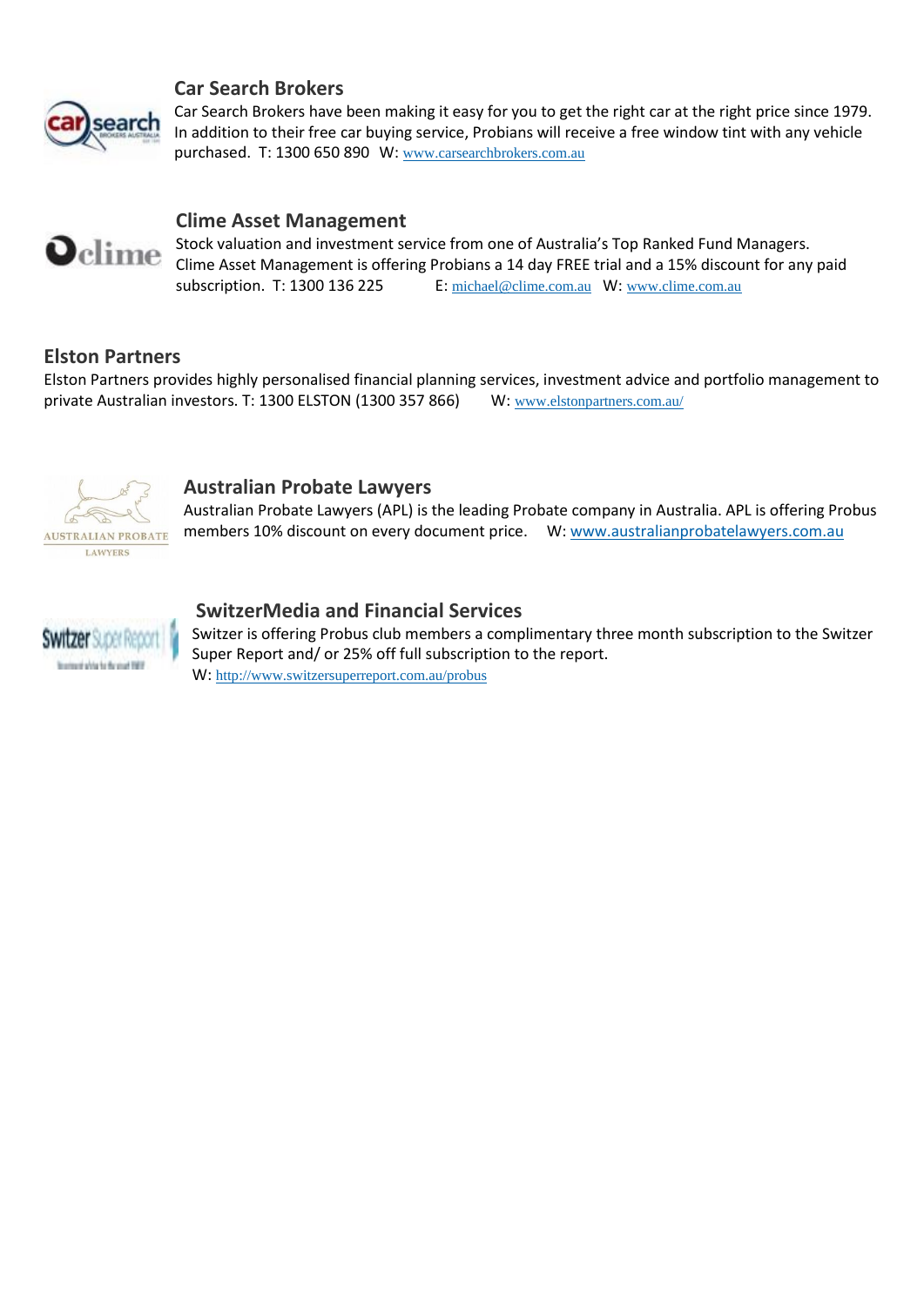## Car Search Brokers

Car Search Brokers have been making it easy for you to get the right car at the right price since 1979. In addition to their free car buying service, Probians will receive a free window tint with any vehicle purchased. T: 1300 650 890 W: www.carsearchbrokers.com.au

## Clime Asset Management

Stock valuation and investment service from one of Australia's Top Ranked Fund Managers. Clime Asset Management is offering Probians a 14 day FREE trial and a 15% discount for any paid subscription. T: 1300 136 225 E: michael@clime.com.au W: www.clime.com.au

## Elston Partners

Elston Partners provides highly personalised financial planning services, investment advice and portfolio management to private Australian investors. T: 1300 ELSTON (1300 357 866) W: www.elstonpartners.com.au/

## Australian Probate Lawyers

Australian Probate Lawyers (APL) is the leading Probate company in Australia. APL is offering Probus members 10% discount on every document price. W: www.australianprobatelawyers.com.au

## SwitzerMedia and Financial Services

Switzer is offering Probus club members a complimentary three month subscription to the Switzer Super Report and/ or 25% off full subscription to the report.
W: http://www.switzersuperreport.com.au/probus